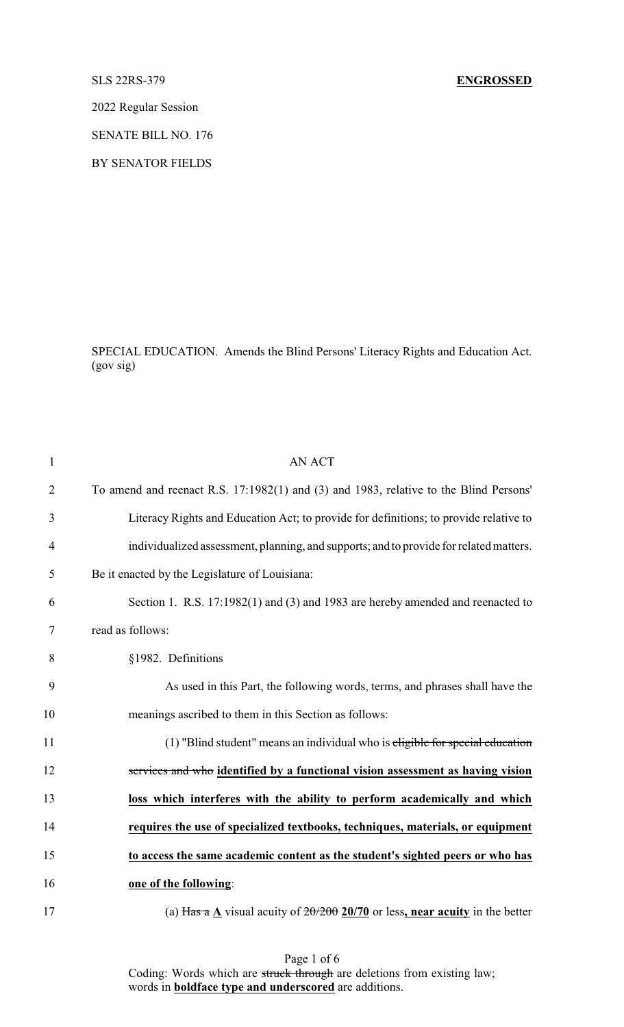SLS 22RS-379 **ENGROSSED**

2022 Regular Session

SENATE BILL NO. 176

BY SENATOR FIELDS

SPECIAL EDUCATION. Amends the Blind Persons' Literacy Rights and Education Act. (gov sig)

1 AN ACT

2 To amend and reenact R.S. 17:1982(1) and (3) and 1983, relative to the Blind Persons'

3 Literacy Rights and Education Act; to provide for definitions; to provide relative to

4 individualized assessment, planning, and supports; and to provide for related matters.

5 Be it enacted by the Legislature of Louisiana:

6 Section 1. R.S. 17:1982(1) and (3) and 1983 are hereby amended and reenacted to

7 read as follows:

8 §1982. Definitions

9 As used in this Part, the following words, terms, and phrases shall have the

10 meanings ascribed to them in this Section as follows:

11 (1) "Blind student" means an individual who is ~~eligible for special education~~

12 ~~services and who~~ **identified by a functional vision assessment as having vision**

13 **loss which interferes with the ability to perform academically and which**

14 **requires the use of specialized textbooks, techniques, materials, or equipment**

15 **to access the same academic content as the student's sighted peers or who has**

16 **one of the following**:

17 (a) ~~Has a~~ **A** visual acuity of ~~20/200~~ **20/70** or less**, near acuity** in the better

Coding: Words which are ~~struck through~~ are deletions from existing law; words in **boldface type and underscored** are additions.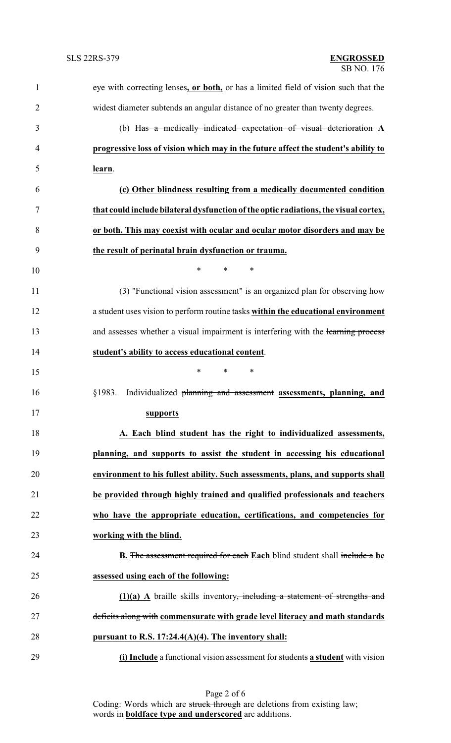eye with correcting lenses**, or both,** or has a limited field of vision such that the widest diameter subtends an angular distance of no greater than twenty degrees.

(b) ~~Has a medically indicated expectation of visual deterioration~~ **A progressive loss of vision which may in the future affect the student's ability to learn**.

**(c) Other blindness resulting from a medically documented condition that could include bilateral dysfunction of the optic radiations, the visual cortex, or both. This may coexist with ocular and ocular motor disorders and may be the result of perinatal brain dysfunction or trauma.**

\* \* \*

(3) "Functional vision assessment" is an organized plan for observing how a student uses vision to perform routine tasks **within the educational environment** and assesses whether a visual impairment is interfering with the ~~learning process~~ **student's ability to access educational content**.

\* \* \*

§1983. Individualized ~~planning and assessment~~ **assessments, planning, and supports**

**A. Each blind student has the right to individualized assessments, planning, and supports to assist the student in accessing his educational environment to his fullest ability. Such assessments, plans, and supports shall be provided through highly trained and qualified professionals and teachers who have the appropriate education, certifications, and competencies for working with the blind.**

**B.** ~~The assessment required for each~~ **Each** blind student shall ~~include a~~ **be assessed using each of the following:**

**(1)(a) A** braille skills inventory~~, including a statement of strengths and deficits along with~~ **commensurate with grade level literacy and math standards pursuant to R.S. 17:24.4(A)(4). The inventory shall:**

**(i) Include** a functional vision assessment for ~~students~~ **a student** with vision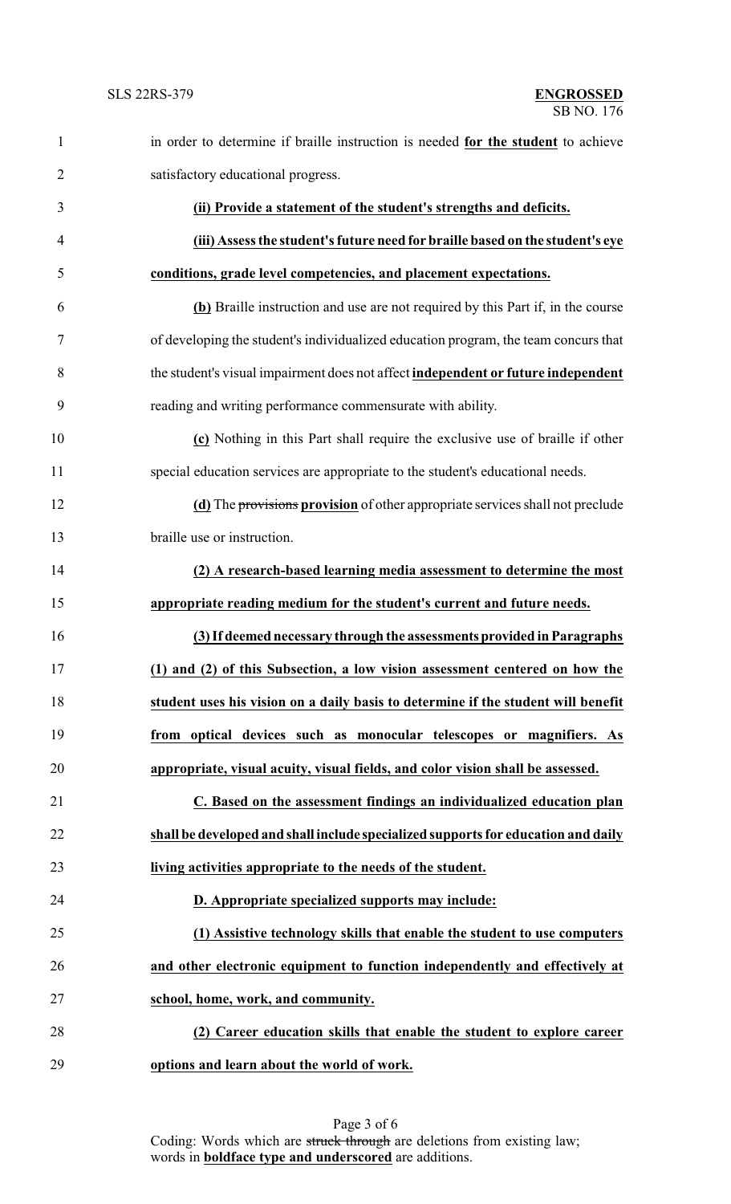in order to determine if braille instruction is needed **for the student** to achieve satisfactory educational progress.

**(ii) Provide a statement of the student's strengths and deficits.**

**(iii) Assess the student's future need for braille based on the student's eye conditions, grade level competencies, and placement expectations.**

**(b)** Braille instruction and use are not required by this Part if, in the course of developing the student's individualized education program, the team concurs that the student's visual impairment does not affect **independent or future independent** reading and writing performance commensurate with ability.

**(c)** Nothing in this Part shall require the exclusive use of braille if other special education services are appropriate to the student's educational needs.

**(d)** The ~~provisions~~ **provision** of other appropriate services shall not preclude braille use or instruction.

**(2) A research-based learning media assessment to determine the most appropriate reading medium for the student's current and future needs.**

**(3) If deemed necessary through the assessments provided in Paragraphs (1) and (2) of this Subsection, a low vision assessment centered on how the student uses his vision on a daily basis to determine if the student will benefit from optical devices such as monocular telescopes or magnifiers. As appropriate, visual acuity, visual fields, and color vision shall be assessed.**

**C. Based on the assessment findings an individualized education plan shall be developed and shall include specialized supports for education and daily living activities appropriate to the needs of the student.**

**D. Appropriate specialized supports may include:**

**(1) Assistive technology skills that enable the student to use computers and other electronic equipment to function independently and effectively at school, home, work, and community.**

**(2) Career education skills that enable the student to explore career options and learn about the world of work.**

Coding: Words which are ~~struck through~~ are deletions from existing law; words in **boldface type and underscored** are additions.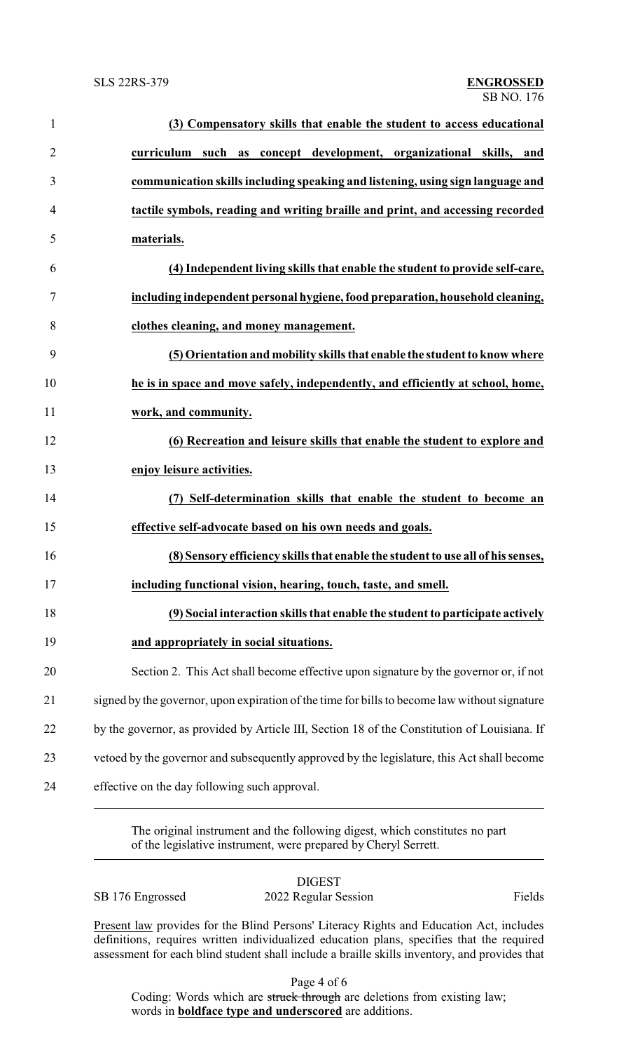**(3) Compensatory skills that enable the student to access educational curriculum such as concept development, organizational skills, and communication skills including speaking and listening, using sign language and tactile symbols, reading and writing braille and print, and accessing recorded materials.**

**(4) Independent living skills that enable the student to provide self-care, including independent personal hygiene, food preparation, household cleaning, clothes cleaning, and money management.**

**(5) Orientation and mobility skills that enable the student to know where he is in space and move safely, independently, and efficiently at school, home, work, and community.**

**(6) Recreation and leisure skills that enable the student to explore and enjoy leisure activities.**

**(7) Self-determination skills that enable the student to become an effective self-advocate based on his own needs and goals.**

**(8) Sensory efficiency skills that enable the student to use all of his senses, including functional vision, hearing, touch, taste, and smell.**

**(9) Social interaction skills that enable the student to participate actively and appropriately in social situations.**

Section 2. This Act shall become effective upon signature by the governor or, if not signed by the governor, upon expiration of the time for bills to become law without signature by the governor, as provided by Article III, Section 18 of the Constitution of Louisiana. If vetoed by the governor and subsequently approved by the legislature, this Act shall become effective on the day following such approval.

---

The original instrument and the following digest, which constitutes no part of the legislative instrument, were prepared by Cheryl Serrett.

---

DIGEST

SB 176 Engrossed 2022 Regular Session Fields

Present law provides for the Blind Persons' Literacy Rights and Education Act, includes definitions, requires written individualized education plans, specifies that the required assessment for each blind student shall include a braille skills inventory, and provides that

Coding: Words which are ~~struck through~~ are deletions from existing law; words in **boldface type and underscored** are additions.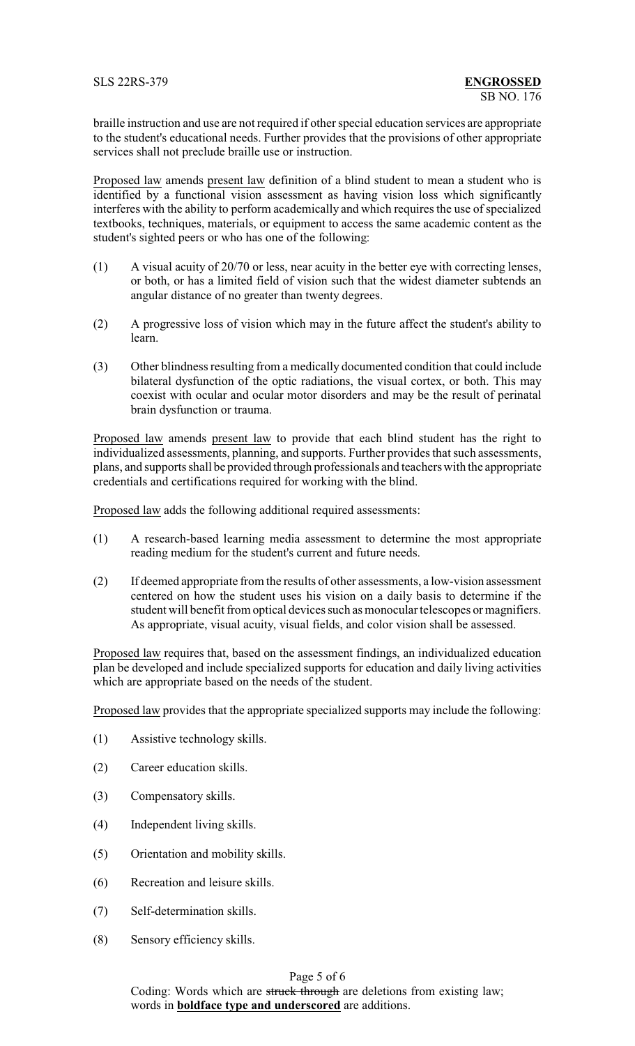braille instruction and use are not required if other special education services are appropriate to the student's educational needs. Further provides that the provisions of other appropriate services shall not preclude braille use or instruction.

Proposed law amends present law definition of a blind student to mean a student who is identified by a functional vision assessment as having vision loss which significantly interferes with the ability to perform academically and which requires the use of specialized textbooks, techniques, materials, or equipment to access the same academic content as the student's sighted peers or who has one of the following:

(1) A visual acuity of 20/70 or less, near acuity in the better eye with correcting lenses, or both, or has a limited field of vision such that the widest diameter subtends an angular distance of no greater than twenty degrees.

(2) A progressive loss of vision which may in the future affect the student's ability to learn.

(3) Other blindness resulting from a medically documented condition that could include bilateral dysfunction of the optic radiations, the visual cortex, or both. This may coexist with ocular and ocular motor disorders and may be the result of perinatal brain dysfunction or trauma.

Proposed law amends present law to provide that each blind student has the right to individualized assessments, planning, and supports. Further provides that such assessments, plans, and supports shall be provided through professionals and teachers with the appropriate credentials and certifications required for working with the blind.

Proposed law adds the following additional required assessments:

(1) A research-based learning media assessment to determine the most appropriate reading medium for the student's current and future needs.

(2) If deemed appropriate from the results of other assessments, a low-vision assessment centered on how the student uses his vision on a daily basis to determine if the student will benefit from optical devices such as monocular telescopes or magnifiers. As appropriate, visual acuity, visual fields, and color vision shall be assessed.

Proposed law requires that, based on the assessment findings, an individualized education plan be developed and include specialized supports for education and daily living activities which are appropriate based on the needs of the student.

Proposed law provides that the appropriate specialized supports may include the following:

(1) Assistive technology skills.

(2) Career education skills.

(3) Compensatory skills.

(4) Independent living skills.

(5) Orientation and mobility skills.

(6) Recreation and leisure skills.

(7) Self-determination skills.

(8) Sensory efficiency skills.

Coding: Words which are ~~struck through~~ are deletions from existing law; words in **boldface type and underscored** are additions.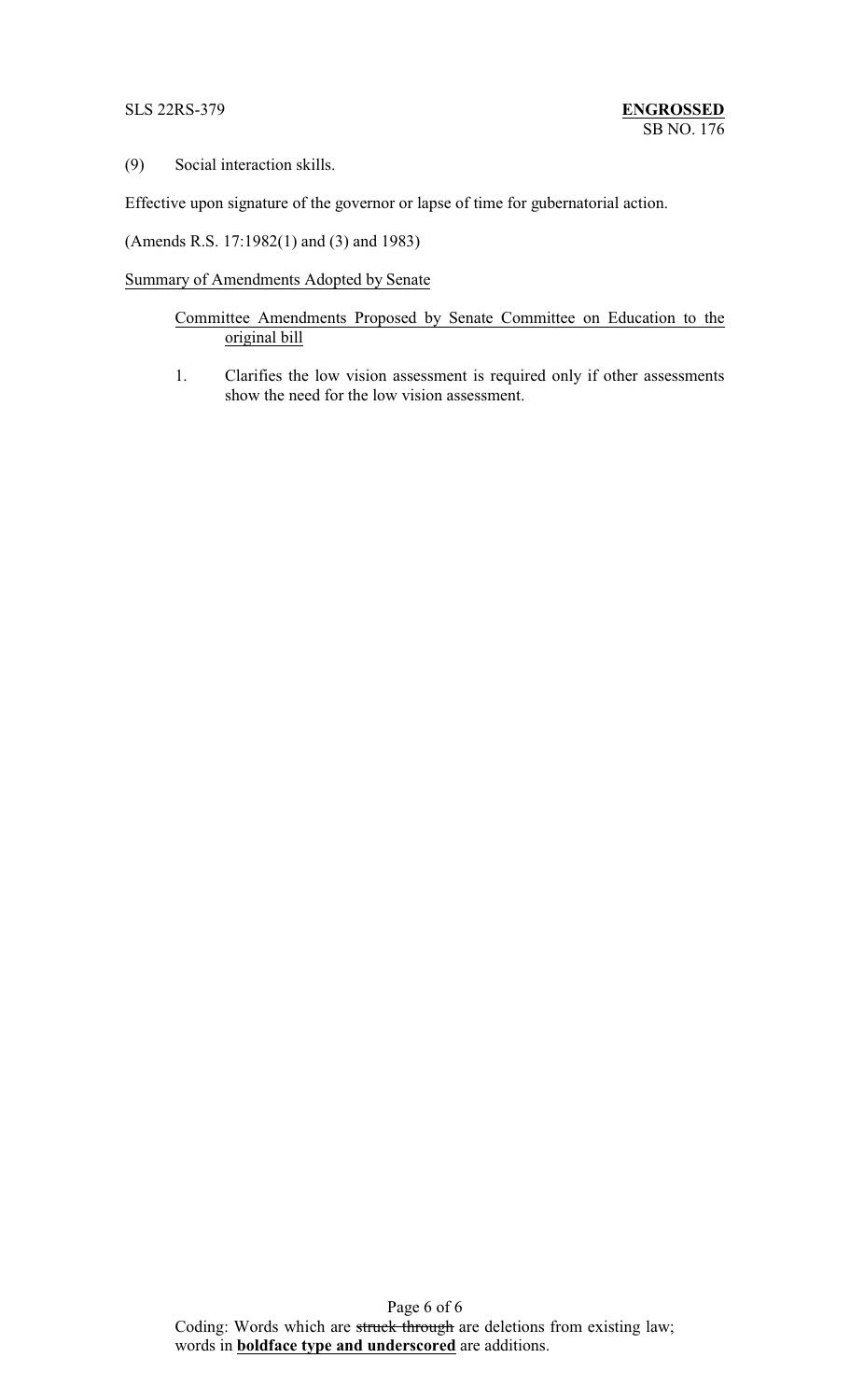(9) Social interaction skills.

Effective upon signature of the governor or lapse of time for gubernatorial action.

(Amends R.S. 17:1982(1) and (3) and 1983)

Summary of Amendments Adopted by Senate

Committee Amendments Proposed by Senate Committee on Education to the original bill

1. Clarifies the low vision assessment is required only if other assessments show the need for the low vision assessment.

Coding: Words which are ~~struck through~~ are deletions from existing law; words in **boldface type and underscored** are additions.